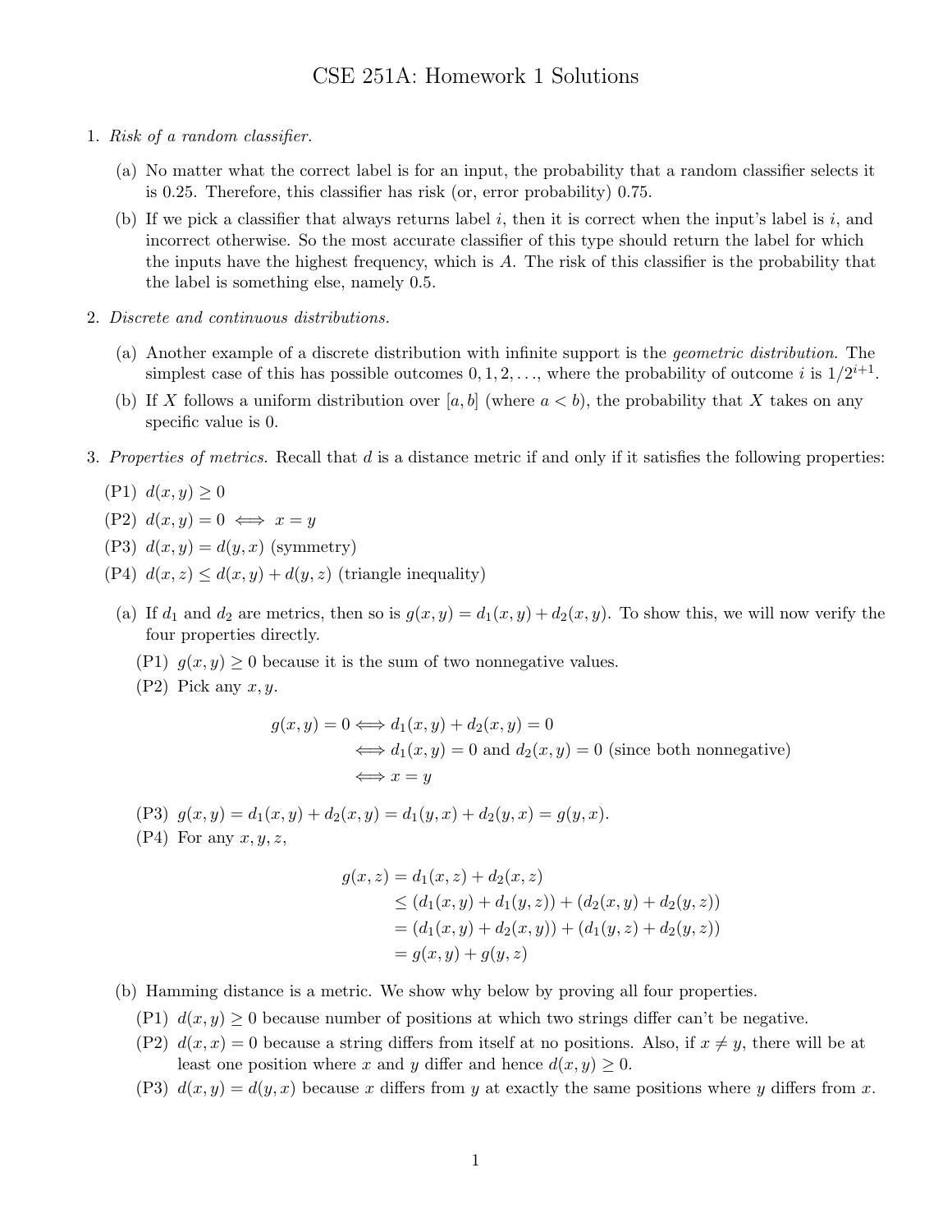# CSE 251A: Homework 1 Solutions

1. *Risk of a random classifier.*

   (a) No matter what the correct label is for an input, the probability that a random classifier selects it is 0.25. Therefore, this classifier has risk (or, error probability) 0.75.

   (b) If we pick a classifier that always returns label $i$, then it is correct when the input's label is $i$, and incorrect otherwise. So the most accurate classifier of this type should return the label for which the inputs have the highest frequency, which is $A$. The risk of this classifier is the probability that the label is something else, namely 0.5.

2. *Discrete and continuous distributions.*

   (a) Another example of a discrete distribution with infinite support is the *geometric distribution*. The simplest case of this has possible outcomes $0, 1, 2, \ldots$, where the probability of outcome $i$ is $1/2^{i+1}$.

   (b) If $X$ follows a uniform distribution over $[a, b]$ (where $a < b$), the probability that $X$ takes on any specific value is 0.

3. *Properties of metrics.* Recall that $d$ is a distance metric if and only if it satisfies the following properties:

   (P1) $d(x, y) \geq 0$

   (P2) $d(x, y) = 0 \iff x = y$

   (P3) $d(x, y) = d(y, x)$ (symmetry)

   (P4) $d(x, z) \leq d(x, y) + d(y, z)$ (triangle inequality)

   (a) If $d_1$ and $d_2$ are metrics, then so is $g(x, y) = d_1(x, y) + d_2(x, y)$. To show this, we will now verify the four properties directly.

   (P1) $g(x, y) \geq 0$ because it is the sum of two nonnegative values.

   (P2) Pick any $x, y$.

$$
\begin{aligned}
g(x, y) = 0 &\iff d_1(x, y) + d_2(x, y) = 0 \\
&\iff d_1(x, y) = 0 \text{ and } d_2(x, y) = 0 \text{ (since both nonnegative)} \\
&\iff x = y
\end{aligned}
$$

   (P3) $g(x, y) = d_1(x, y) + d_2(x, y) = d_1(y, x) + d_2(y, x) = g(y, x)$.

   (P4) For any $x, y, z$,

$$
\begin{aligned}
g(x, z) &= d_1(x, z) + d_2(x, z) \\
&\leq (d_1(x, y) + d_1(y, z)) + (d_2(x, y) + d_2(y, z)) \\
&= (d_1(x, y) + d_2(x, y)) + (d_1(y, z) + d_2(y, z)) \\
&= g(x, y) + g(y, z)
\end{aligned}
$$

   (b) Hamming distance is a metric. We show why below by proving all four properties.

   (P1) $d(x, y) \geq 0$ because number of positions at which two strings differ can't be negative.

   (P2) $d(x, x) = 0$ because a string differs from itself at no positions. Also, if $x \neq y$, there will be at least one position where $x$ and $y$ differ and hence $d(x, y) \geq 0$.

   (P3) $d(x, y) = d(y, x)$ because $x$ differs from $y$ at exactly the same positions where $y$ differs from $x$.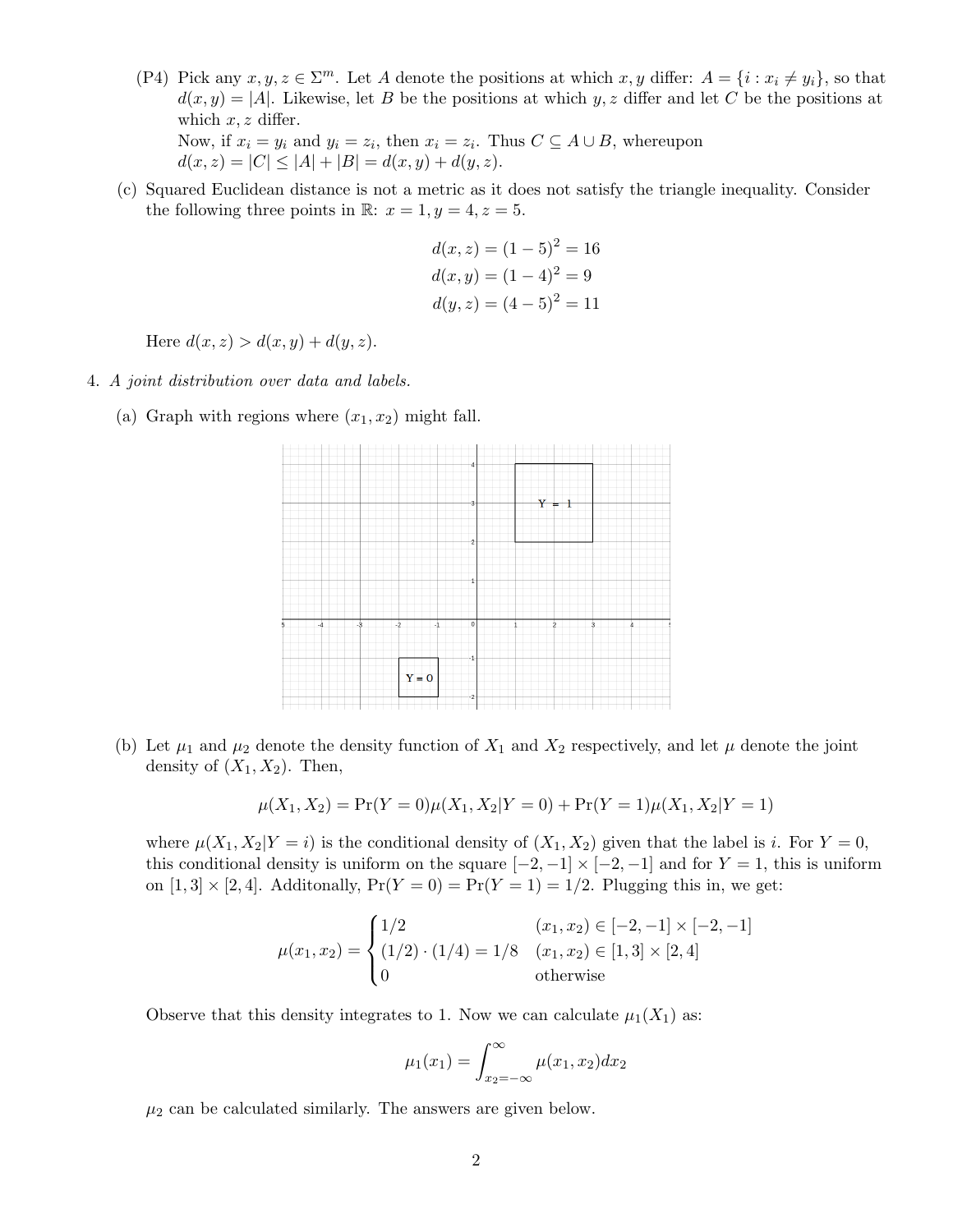(P4) Pick any $x, y, z \in \Sigma^m$. Let $A$ denote the positions at which $x, y$ differ: $A = \{i : x_i \neq y_i\}$, so that $d(x, y) = |A|$. Likewise, let $B$ be the positions at which $y, z$ differ and let $C$ be the positions at which $x, z$ differ.
Now, if $x_i = y_i$ and $y_i = z_i$, then $x_i = z_i$. Thus $C \subseteq A \cup B$, whereupon $d(x, z) = |C| \leq |A| + |B| = d(x, y) + d(y, z)$.

(c) Squared Euclidean distance is not a metric as it does not satisfy the triangle inequality. Consider the following three points in $\mathbb{R}$: $x = 1, y = 4, z = 5$.

$$d(x, z) = (1 - 5)^2 = 16$$
$$d(x, y) = (1 - 4)^2 = 9$$
$$d(y, z) = (4 - 5)^2 = 11$$

Here $d(x, z) > d(x, y) + d(y, z)$.

4. *A joint distribution over data and labels.*

(a) Graph with regions where $(x_1, x_2)$ might fall.

(b) Let $\mu_1$ and $\mu_2$ denote the density function of $X_1$ and $X_2$ respectively, and let $\mu$ denote the joint density of $(X_1, X_2)$. Then,

$$\mu(X_1, X_2) = \Pr(Y = 0)\mu(X_1, X_2|Y = 0) + \Pr(Y = 1)\mu(X_1, X_2|Y = 1)$$

where $\mu(X_1, X_2|Y = i)$ is the conditional density of $(X_1, X_2)$ given that the label is $i$. For $Y = 0$, this conditional density is uniform on the square $[-2, -1] \times [-2, -1]$ and for $Y = 1$, this is uniform on $[1, 3] \times [2, 4]$. Additonally, $\Pr(Y = 0) = \Pr(Y = 1) = 1/2$. Plugging this in, we get:

$$\mu(x_1, x_2) = \begin{cases} 1/2 & (x_1, x_2) \in [-2, -1] \times [-2, -1] \\ (1/2) \cdot (1/4) = 1/8 & (x_1, x_2) \in [1, 3] \times [2, 4] \\ 0 & \text{otherwise} \end{cases}$$

Observe that this density integrates to 1. Now we can calculate $\mu_1(X_1)$ as:

$$\mu_1(x_1) = \int_{x_2=-\infty}^{\infty} \mu(x_1, x_2) dx_2$$

$\mu_2$ can be calculated similarly. The answers are given below.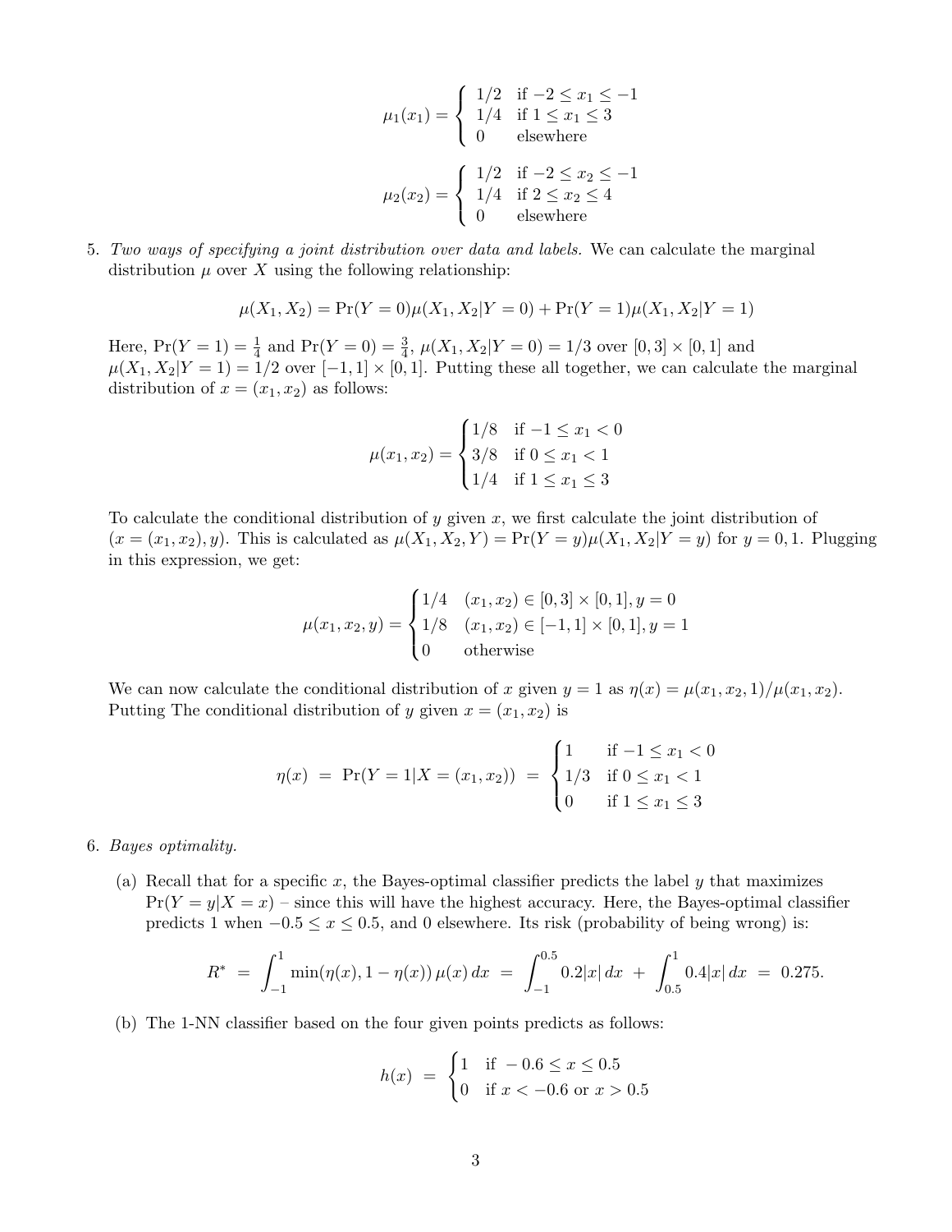$$\mu_1(x_1) = \begin{cases} 1/2 & \text{if } -2 \le x_1 \le -1 \\ 1/4 & \text{if } 1 \le x_1 \le 3 \\ 0 & \text{elsewhere} \end{cases}$$

$$\mu_2(x_2) = \begin{cases} 1/2 & \text{if } -2 \le x_2 \le -1 \\ 1/4 & \text{if } 2 \le x_2 \le 4 \\ 0 & \text{elsewhere} \end{cases}$$

5. *Two ways of specifying a joint distribution over data and labels.* We can calculate the marginal distribution $\mu$ over $X$ using the following relationship:

$$\mu(X_1, X_2) = \Pr(Y = 0)\mu(X_1, X_2|Y = 0) + \Pr(Y = 1)\mu(X_1, X_2|Y = 1)$$

Here, $\Pr(Y = 1) = \frac{1}{4}$ and $\Pr(Y = 0) = \frac{3}{4}$, $\mu(X_1, X_2|Y = 0) = 1/3$ over $[0, 3] \times [0, 1]$ and $\mu(X_1, X_2|Y = 1) = 1/2$ over $[-1, 1] \times [0, 1]$. Putting these all together, we can calculate the marginal distribution of $x = (x_1, x_2)$ as follows:

$$\mu(x_1, x_2) = \begin{cases} 1/8 & \text{if } -1 \le x_1 < 0 \\ 3/8 & \text{if } 0 \le x_1 < 1 \\ 1/4 & \text{if } 1 \le x_1 \le 3 \end{cases}$$

To calculate the conditional distribution of $y$ given $x$, we first calculate the joint distribution of $(x = (x_1, x_2), y)$. This is calculated as $\mu(X_1, X_2, Y) = \Pr(Y = y)\mu(X_1, X_2|Y = y)$ for $y = 0, 1$. Plugging in this expression, we get:

$$\mu(x_1, x_2, y) = \begin{cases} 1/4 & (x_1, x_2) \in [0, 3] \times [0, 1], y = 0 \\ 1/8 & (x_1, x_2) \in [-1, 1] \times [0, 1], y = 1 \\ 0 & \text{otherwise} \end{cases}$$

We can now calculate the conditional distribution of $x$ given $y = 1$ as $\eta(x) = \mu(x_1, x_2, 1)/\mu(x_1, x_2)$. Putting The conditional distribution of $y$ given $x = (x_1, x_2)$ is

$$\eta(x) \;=\; \Pr(Y = 1|X = (x_1, x_2)) \;=\; \begin{cases} 1 & \text{if } -1 \le x_1 < 0 \\ 1/3 & \text{if } 0 \le x_1 < 1 \\ 0 & \text{if } 1 \le x_1 \le 3 \end{cases}$$

6. *Bayes optimality.*

   (a) Recall that for a specific $x$, the Bayes-optimal classifier predicts the label $y$ that maximizes $\Pr(Y = y|X = x)$ – since this will have the highest accuracy. Here, the Bayes-optimal classifier predicts 1 when $-0.5 \le x \le 0.5$, and 0 elsewhere. Its risk (probability of being wrong) is:

$$R^* \;=\; \int_{-1}^{1} \min(\eta(x), 1 - \eta(x))\, \mu(x)\, dx \;=\; \int_{-1}^{0.5} 0.2|x|\, dx \;+\; \int_{0.5}^{1} 0.4|x|\, dx \;=\; 0.275.$$

   (b) The 1-NN classifier based on the four given points predicts as follows:

$$h(x) \;=\; \begin{cases} 1 & \text{if } -0.6 \le x \le 0.5 \\ 0 & \text{if } x < -0.6 \text{ or } x > 0.5 \end{cases}$$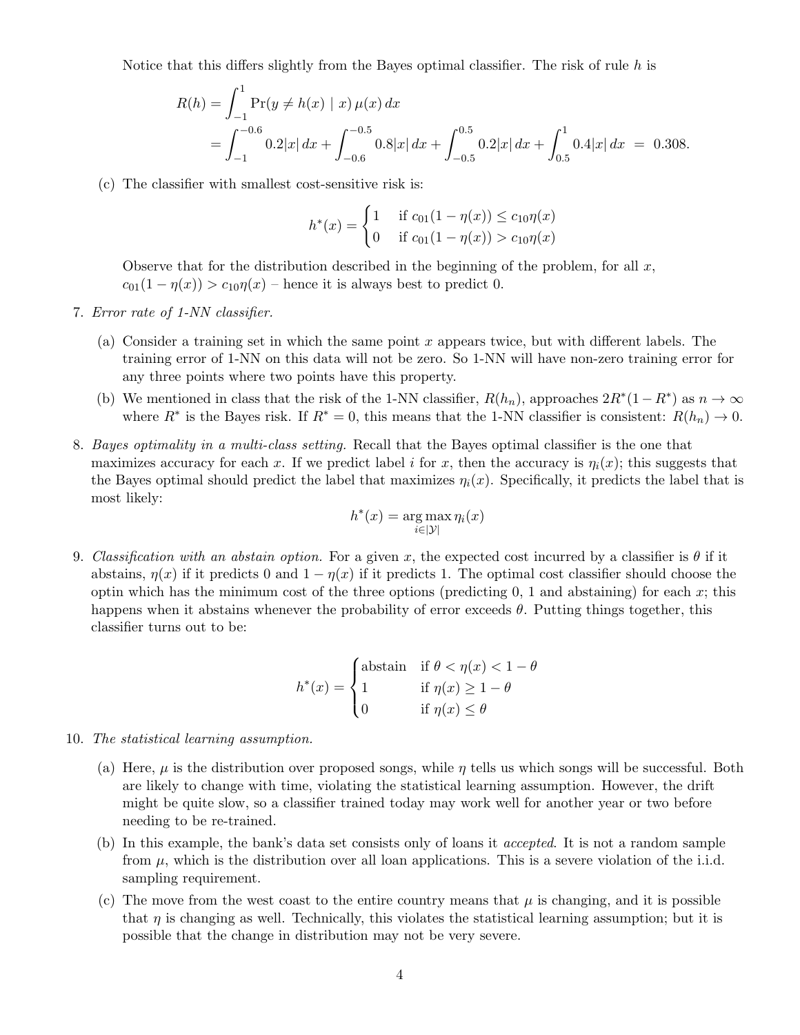Notice that this differs slightly from the Bayes optimal classifier. The risk of rule $h$ is

$$
\begin{aligned}
R(h) &= \int_{-1}^{1} \Pr(y \neq h(x) \mid x)\, \mu(x)\, dx \\
&= \int_{-1}^{-0.6} 0.2|x|\, dx + \int_{-0.6}^{-0.5} 0.8|x|\, dx + \int_{-0.5}^{0.5} 0.2|x|\, dx + \int_{0.5}^{1} 0.4|x|\, dx \;=\; 0.308.
\end{aligned}
$$

(c) The classifier with smallest cost-sensitive risk is:

$$
h^*(x) = \begin{cases} 1 & \text{if } c_{01}(1-\eta(x)) \leq c_{10}\eta(x) \\ 0 & \text{if } c_{01}(1-\eta(x)) > c_{10}\eta(x) \end{cases}
$$

Observe that for the distribution described in the beginning of the problem, for all $x$, $c_{01}(1-\eta(x)) > c_{10}\eta(x)$ – hence it is always best to predict 0.

7. *Error rate of 1-NN classifier.*

   (a) Consider a training set in which the same point $x$ appears twice, but with different labels. The training error of 1-NN on this data will not be zero. So 1-NN will have non-zero training error for any three points where two points have this property.

   (b) We mentioned in class that the risk of the 1-NN classifier, $R(h_n)$, approaches $2R^*(1-R^*)$ as $n \to \infty$ where $R^*$ is the Bayes risk. If $R^* = 0$, this means that the 1-NN classifier is consistent: $R(h_n) \to 0$.

8. *Bayes optimality in a multi-class setting.* Recall that the Bayes optimal classifier is the one that maximizes accuracy for each $x$. If we predict label $i$ for $x$, then the accuracy is $\eta_i(x)$; this suggests that the Bayes optimal should predict the label that maximizes $\eta_i(x)$. Specifically, it predicts the label that is most likely:

$$
h^*(x) = \arg\max_{i \in |\mathcal{Y}|} \eta_i(x)
$$

9. *Classification with an abstain option.* For a given $x$, the expected cost incurred by a classifier is $\theta$ if it abstains, $\eta(x)$ if it predicts 0 and $1-\eta(x)$ if it predicts 1. The optimal cost classifier should choose the optin which has the minimum cost of the three options (predicting 0, 1 and abstaining) for each $x$; this happens when it abstains whenever the probability of error exceeds $\theta$. Putting things together, this classifier turns out to be:

$$
h^*(x) = \begin{cases} \text{abstain} & \text{if } \theta < \eta(x) < 1-\theta \\ 1 & \text{if } \eta(x) \geq 1-\theta \\ 0 & \text{if } \eta(x) \leq \theta \end{cases}
$$

10. *The statistical learning assumption.*

    (a) Here, $\mu$ is the distribution over proposed songs, while $\eta$ tells us which songs will be successful. Both are likely to change with time, violating the statistical learning assumption. However, the drift might be quite slow, so a classifier trained today may work well for another year or two before needing to be re-trained.

    (b) In this example, the bank's data set consists only of loans it *accepted*. It is not a random sample from $\mu$, which is the distribution over all loan applications. This is a severe violation of the i.i.d. sampling requirement.

    (c) The move from the west coast to the entire country means that $\mu$ is changing, and it is possible that $\eta$ is changing as well. Technically, this violates the statistical learning assumption; but it is possible that the change in distribution may not be very severe.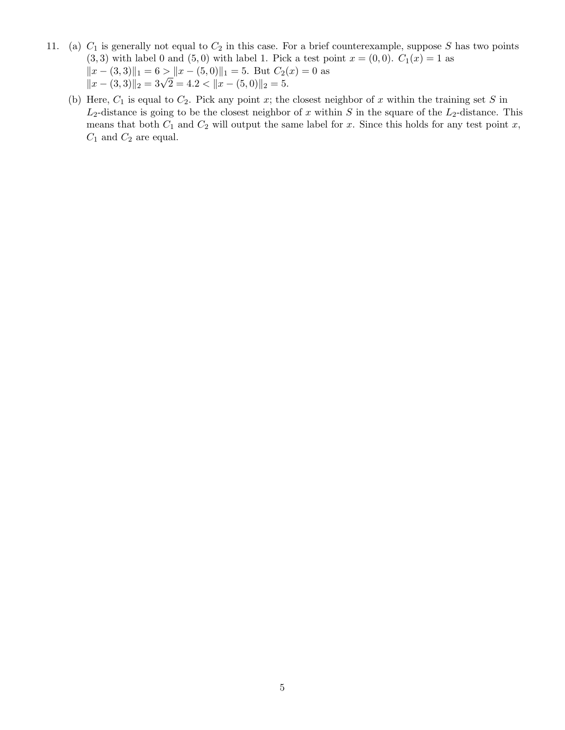11. (a) $C_1$ is generally not equal to $C_2$ in this case. For a brief counterexample, suppose $S$ has two points $(3, 3)$ with label 0 and $(5, 0)$ with label 1. Pick a test point $x = (0, 0)$. $C_1(x) = 1$ as $\|x - (3, 3)\|_1 = 6 > \|x - (5, 0)\|_1 = 5$. But $C_2(x) = 0$ as $\|x - (3, 3)\|_2 = 3\sqrt{2} = 4.2 < \|x - (5, 0)\|_2 = 5$.

    (b) Here, $C_1$ is equal to $C_2$. Pick any point $x$; the closest neighbor of $x$ within the training set $S$ in $L_2$-distance is going to be the closest neighbor of $x$ within $S$ in the square of the $L_2$-distance. This means that both $C_1$ and $C_2$ will output the same label for $x$. Since this holds for any test point $x$, $C_1$ and $C_2$ are equal.